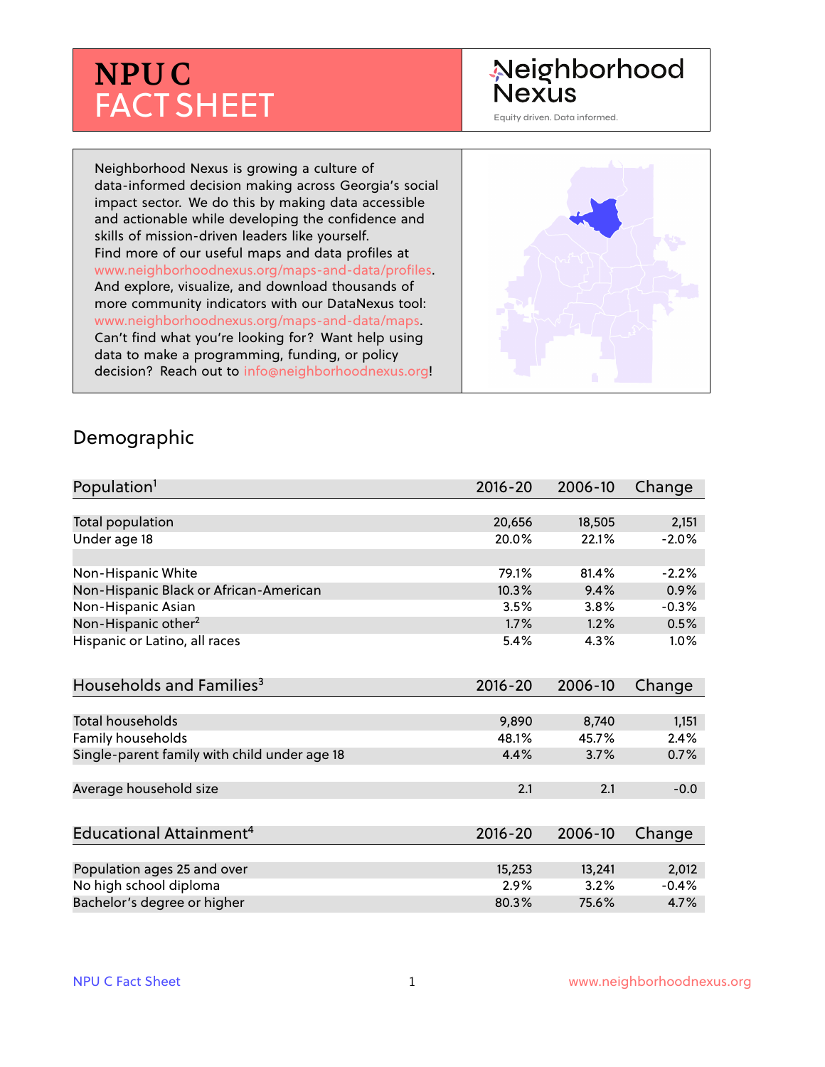# NPU C FACT SHEET

Neighborhood Nexus
Equity driven. Data informed.

Neighborhood Nexus is growing a culture of data-informed decision making across Georgia's social impact sector. We do this by making data accessible and actionable while developing the confidence and skills of mission-driven leaders like yourself. Find more of our useful maps and data profiles at www.neighborhoodnexus.org/maps-and-data/profiles. And explore, visualize, and download thousands of more community indicators with our DataNexus tool: www.neighborhoodnexus.org/maps-and-data/maps. Can't find what you're looking for? Want help using data to make a programming, funding, or policy decision? Reach out to info@neighborhoodnexus.org!

## Demographic

| Population[1] | 2016-20 | 2006-10 | Change |
|---|---|---|---|
| Total population | 20,656 | 18,505 | 2,151 |
| Under age 18 | 20.0% | 22.1% | -2.0% |
| | | | |
| Non-Hispanic White | 79.1% | 81.4% | -2.2% |
| Non-Hispanic Black or African-American | 10.3% | 9.4% | 0.9% |
| Non-Hispanic Asian | 3.5% | 3.8% | -0.3% |
| Non-Hispanic other[2] | 1.7% | 1.2% | 0.5% |
| Hispanic or Latino, all races | 5.4% | 4.3% | 1.0% |

| Households and Families[3] | 2016-20 | 2006-10 | Change |
|---|---|---|---|
| Total households | 9,890 | 8,740 | 1,151 |
| Family households | 48.1% | 45.7% | 2.4% |
| Single-parent family with child under age 18 | 4.4% | 3.7% | 0.7% |
| | | | |
| Average household size | 2.1 | 2.1 | -0.0 |

| Educational Attainment[4] | 2016-20 | 2006-10 | Change |
|---|---|---|---|
| Population ages 25 and over | 15,253 | 13,241 | 2,012 |
| No high school diploma | 2.9% | 3.2% | -0.4% |
| Bachelor's degree or higher | 80.3% | 75.6% | 4.7% |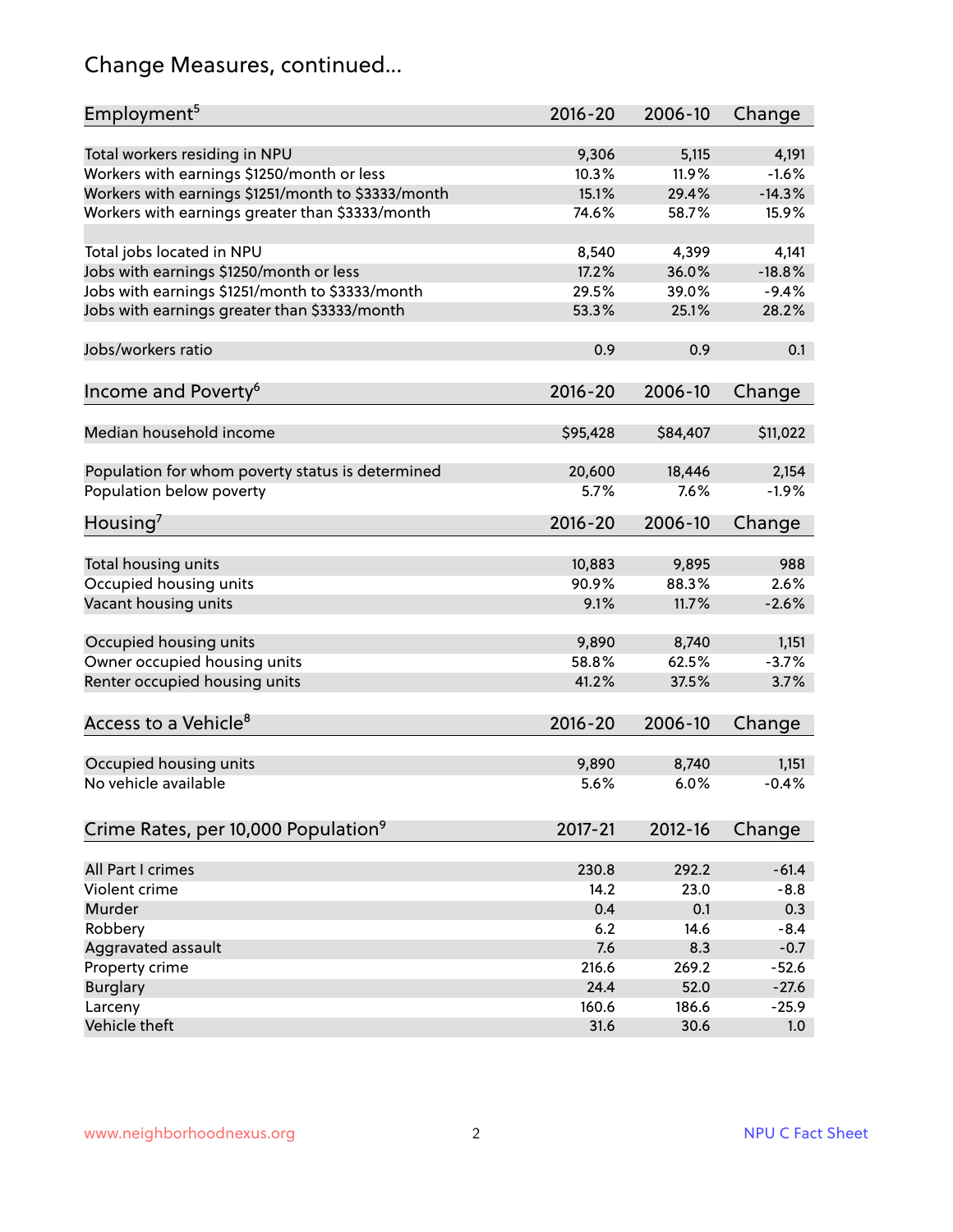# Change Measures, continued...

| Employment[5] | 2016-20 | 2006-10 | Change |
|---|---|---|---|
| Total workers residing in NPU | 9,306 | 5,115 | 4,191 |
| Workers with earnings $1250/month or less | 10.3% | 11.9% | -1.6% |
| Workers with earnings $1251/month to $3333/month | 15.1% | 29.4% | -14.3% |
| Workers with earnings greater than $3333/month | 74.6% | 58.7% | 15.9% |
| Total jobs located in NPU | 8,540 | 4,399 | 4,141 |
| Jobs with earnings $1250/month or less | 17.2% | 36.0% | -18.8% |
| Jobs with earnings $1251/month to $3333/month | 29.5% | 39.0% | -9.4% |
| Jobs with earnings greater than $3333/month | 53.3% | 25.1% | 28.2% |
| Jobs/workers ratio | 0.9 | 0.9 | 0.1 |

| Income and Poverty[6] | 2016-20 | 2006-10 | Change |
|---|---|---|---|
| Median household income | $95,428 | $84,407 | $11,022 |
| Population for whom poverty status is determined | 20,600 | 18,446 | 2,154 |
| Population below poverty | 5.7% | 7.6% | -1.9% |

| Housing[7] | 2016-20 | 2006-10 | Change |
|---|---|---|---|
| Total housing units | 10,883 | 9,895 | 988 |
| Occupied housing units | 90.9% | 88.3% | 2.6% |
| Vacant housing units | 9.1% | 11.7% | -2.6% |
| Occupied housing units | 9,890 | 8,740 | 1,151 |
| Owner occupied housing units | 58.8% | 62.5% | -3.7% |
| Renter occupied housing units | 41.2% | 37.5% | 3.7% |

| Access to a Vehicle[8] | 2016-20 | 2006-10 | Change |
|---|---|---|---|
| Occupied housing units | 9,890 | 8,740 | 1,151 |
| No vehicle available | 5.6% | 6.0% | -0.4% |

| Crime Rates, per 10,000 Population[9] | 2017-21 | 2012-16 | Change |
|---|---|---|---|
| All Part I crimes | 230.8 | 292.2 | -61.4 |
| Violent crime | 14.2 | 23.0 | -8.8 |
| Murder | 0.4 | 0.1 | 0.3 |
| Robbery | 6.2 | 14.6 | -8.4 |
| Aggravated assault | 7.6 | 8.3 | -0.7 |
| Property crime | 216.6 | 269.2 | -52.6 |
| Burglary | 24.4 | 52.0 | -27.6 |
| Larceny | 160.6 | 186.6 | -25.9 |
| Vehicle theft | 31.6 | 30.6 | 1.0 |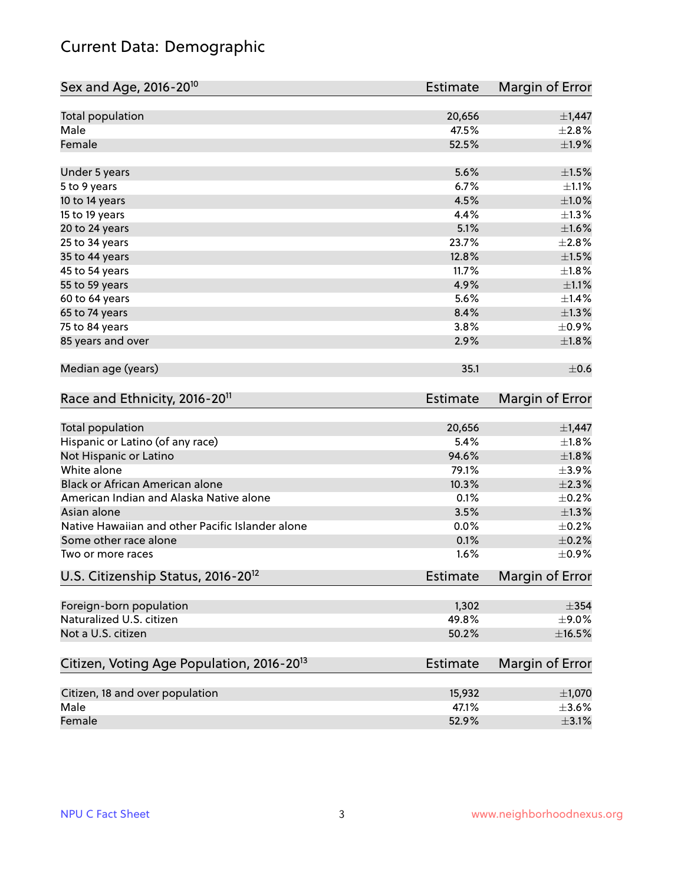# Current Data: Demographic

| Sex and Age, 2016-20[10] | Estimate | Margin of Error |
|---|---|---|
| Total population | 20,656 | ±1,447 |
| Male | 47.5% | ±2.8% |
| Female | 52.5% | ±1.9% |
| | | |
| Under 5 years | 5.6% | ±1.5% |
| 5 to 9 years | 6.7% | ±1.1% |
| 10 to 14 years | 4.5% | ±1.0% |
| 15 to 19 years | 4.4% | ±1.3% |
| 20 to 24 years | 5.1% | ±1.6% |
| 25 to 34 years | 23.7% | ±2.8% |
| 35 to 44 years | 12.8% | ±1.5% |
| 45 to 54 years | 11.7% | ±1.8% |
| 55 to 59 years | 4.9% | ±1.1% |
| 60 to 64 years | 5.6% | ±1.4% |
| 65 to 74 years | 8.4% | ±1.3% |
| 75 to 84 years | 3.8% | ±0.9% |
| 85 years and over | 2.9% | ±1.8% |
| | | |
| Median age (years) | 35.1 | ±0.6 |

| Race and Ethnicity, 2016-20[11] | Estimate | Margin of Error |
|---|---|---|
| Total population | 20,656 | ±1,447 |
| Hispanic or Latino (of any race) | 5.4% | ±1.8% |
| Not Hispanic or Latino | 94.6% | ±1.8% |
| White alone | 79.1% | ±3.9% |
| Black or African American alone | 10.3% | ±2.3% |
| American Indian and Alaska Native alone | 0.1% | ±0.2% |
| Asian alone | 3.5% | ±1.3% |
| Native Hawaiian and other Pacific Islander alone | 0.0% | ±0.2% |
| Some other race alone | 0.1% | ±0.2% |
| Two or more races | 1.6% | ±0.9% |

| U.S. Citizenship Status, 2016-20[12] | Estimate | Margin of Error |
|---|---|---|
| Foreign-born population | 1,302 | ±354 |
| Naturalized U.S. citizen | 49.8% | ±9.0% |
| Not a U.S. citizen | 50.2% | ±16.5% |

| Citizen, Voting Age Population, 2016-20[13] | Estimate | Margin of Error |
|---|---|---|
| Citizen, 18 and over population | 15,932 | ±1,070 |
| Male | 47.1% | ±3.6% |
| Female | 52.9% | ±3.1% |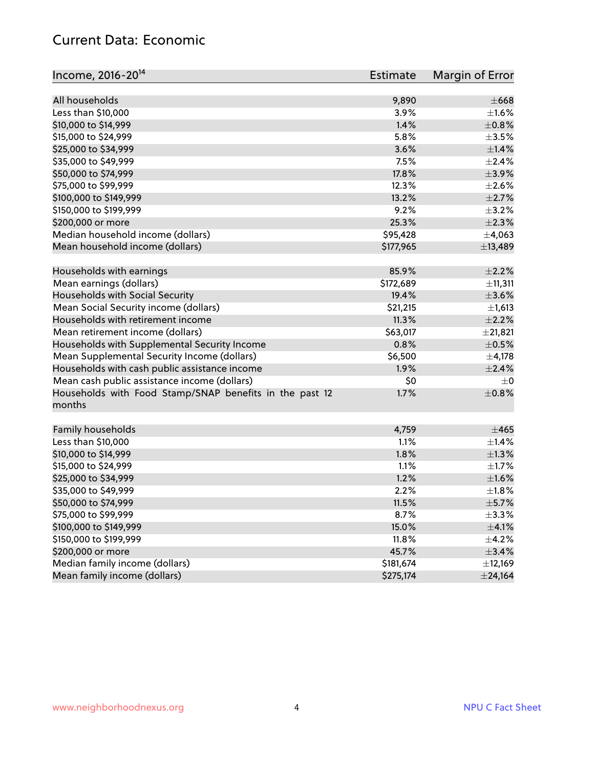## Current Data: Economic

| Income, 2016-20[14] | Estimate | Margin of Error |
|---|---|---|
| All households | 9,890 | ±668 |
| Less than $10,000 | 3.9% | ±1.6% |
| $10,000 to $14,999 | 1.4% | ±0.8% |
| $15,000 to $24,999 | 5.8% | ±3.5% |
| $25,000 to $34,999 | 3.6% | ±1.4% |
| $35,000 to $49,999 | 7.5% | ±2.4% |
| $50,000 to $74,999 | 17.8% | ±3.9% |
| $75,000 to $99,999 | 12.3% | ±2.6% |
| $100,000 to $149,999 | 13.2% | ±2.7% |
| $150,000 to $199,999 | 9.2% | ±3.2% |
| $200,000 or more | 25.3% | ±2.3% |
| Median household income (dollars) | $95,428 | ±4,063 |
| Mean household income (dollars) | $177,965 | ±13,489 |
| | | |
| Households with earnings | 85.9% | ±2.2% |
| Mean earnings (dollars) | $172,689 | ±11,311 |
| Households with Social Security | 19.4% | ±3.6% |
| Mean Social Security income (dollars) | $21,215 | ±1,613 |
| Households with retirement income | 11.3% | ±2.2% |
| Mean retirement income (dollars) | $63,017 | ±21,821 |
| Households with Supplemental Security Income | 0.8% | ±0.5% |
| Mean Supplemental Security Income (dollars) | $6,500 | ±4,178 |
| Households with cash public assistance income | 1.9% | ±2.4% |
| Mean cash public assistance income (dollars) | $0 | ±0 |
| Households with Food Stamp/SNAP benefits in the past 12 months | 1.7% | ±0.8% |
| | | |
| Family households | 4,759 | ±465 |
| Less than $10,000 | 1.1% | ±1.4% |
| $10,000 to $14,999 | 1.8% | ±1.3% |
| $15,000 to $24,999 | 1.1% | ±1.7% |
| $25,000 to $34,999 | 1.2% | ±1.6% |
| $35,000 to $49,999 | 2.2% | ±1.8% |
| $50,000 to $74,999 | 11.5% | ±5.7% |
| $75,000 to $99,999 | 8.7% | ±3.3% |
| $100,000 to $149,999 | 15.0% | ±4.1% |
| $150,000 to $199,999 | 11.8% | ±4.2% |
| $200,000 or more | 45.7% | ±3.4% |
| Median family income (dollars) | $181,674 | ±12,169 |
| Mean family income (dollars) | $275,174 | ±24,164 |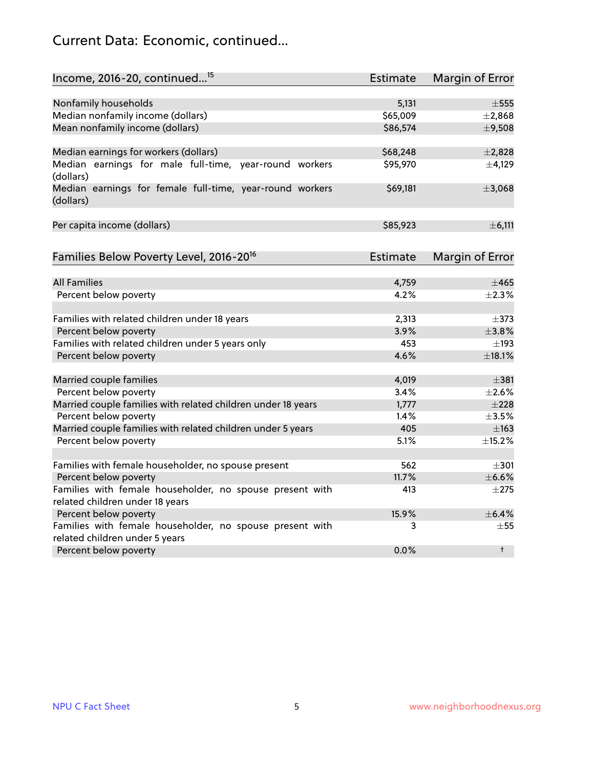## Current Data: Economic, continued...

| Income, 2016-20, continued...[15] | Estimate | Margin of Error |
|---|---|---|
| Nonfamily households | 5,131 | ±555 |
| Median nonfamily income (dollars) | $65,009 | ±2,868 |
| Mean nonfamily income (dollars) | $86,574 | ±9,508 |
| Median earnings for workers (dollars) | $68,248 | ±2,828 |
| Median earnings for male full-time, year-round workers (dollars) | $95,970 | ±4,129 |
| Median earnings for female full-time, year-round workers (dollars) | $69,181 | ±3,068 |
| Per capita income (dollars) | $85,923 | ±6,111 |

| Families Below Poverty Level, 2016-20[16] | Estimate | Margin of Error |
|---|---|---|
| All Families | 4,759 | ±465 |
| Percent below poverty | 4.2% | ±2.3% |
| Families with related children under 18 years | 2,313 | ±373 |
| Percent below poverty | 3.9% | ±3.8% |
| Families with related children under 5 years only | 453 | ±193 |
| Percent below poverty | 4.6% | ±18.1% |
| Married couple families | 4,019 | ±381 |
| Percent below poverty | 3.4% | ±2.6% |
| Married couple families with related children under 18 years | 1,777 | ±228 |
| Percent below poverty | 1.4% | ±3.5% |
| Married couple families with related children under 5 years | 405 | ±163 |
| Percent below poverty | 5.1% | ±15.2% |
| Families with female householder, no spouse present | 562 | ±301 |
| Percent below poverty | 11.7% | ±6.6% |
| Families with female householder, no spouse present with related children under 18 years | 413 | ±275 |
| Percent below poverty | 15.9% | ±6.4% |
| Families with female householder, no spouse present with related children under 5 years | 3 | ±55 |
| Percent below poverty | 0.0% | † |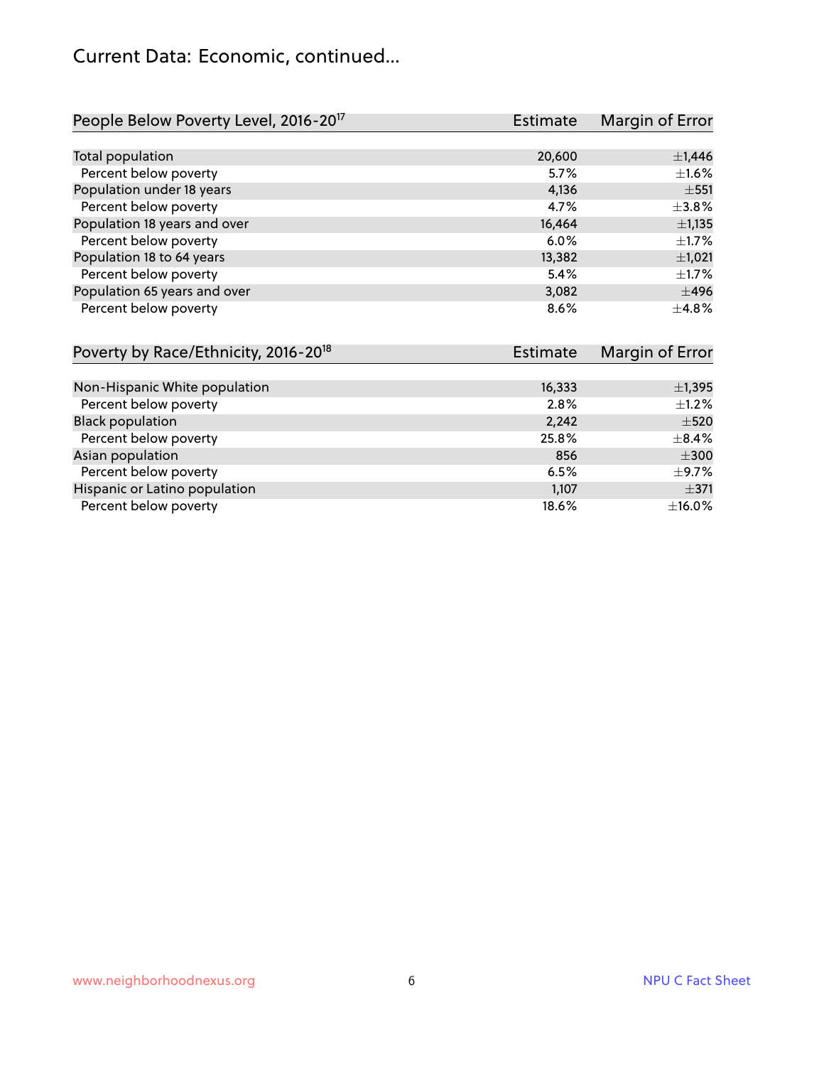# Current Data: Economic, continued...

| People Below Poverty Level, 2016-20[17] | Estimate | Margin of Error |
|---|---|---|
| Total population | 20,600 | ±1,446 |
| Percent below poverty | 5.7% | ±1.6% |
| Population under 18 years | 4,136 | ±551 |
| Percent below poverty | 4.7% | ±3.8% |
| Population 18 years and over | 16,464 | ±1,135 |
| Percent below poverty | 6.0% | ±1.7% |
| Population 18 to 64 years | 13,382 | ±1,021 |
| Percent below poverty | 5.4% | ±1.7% |
| Population 65 years and over | 3,082 | ±496 |
| Percent below poverty | 8.6% | ±4.8% |

| Poverty by Race/Ethnicity, 2016-20[18] | Estimate | Margin of Error |
|---|---|---|
| Non-Hispanic White population | 16,333 | ±1,395 |
| Percent below poverty | 2.8% | ±1.2% |
| Black population | 2,242 | ±520 |
| Percent below poverty | 25.8% | ±8.4% |
| Asian population | 856 | ±300 |
| Percent below poverty | 6.5% | ±9.7% |
| Hispanic or Latino population | 1,107 | ±371 |
| Percent below poverty | 18.6% | ±16.0% |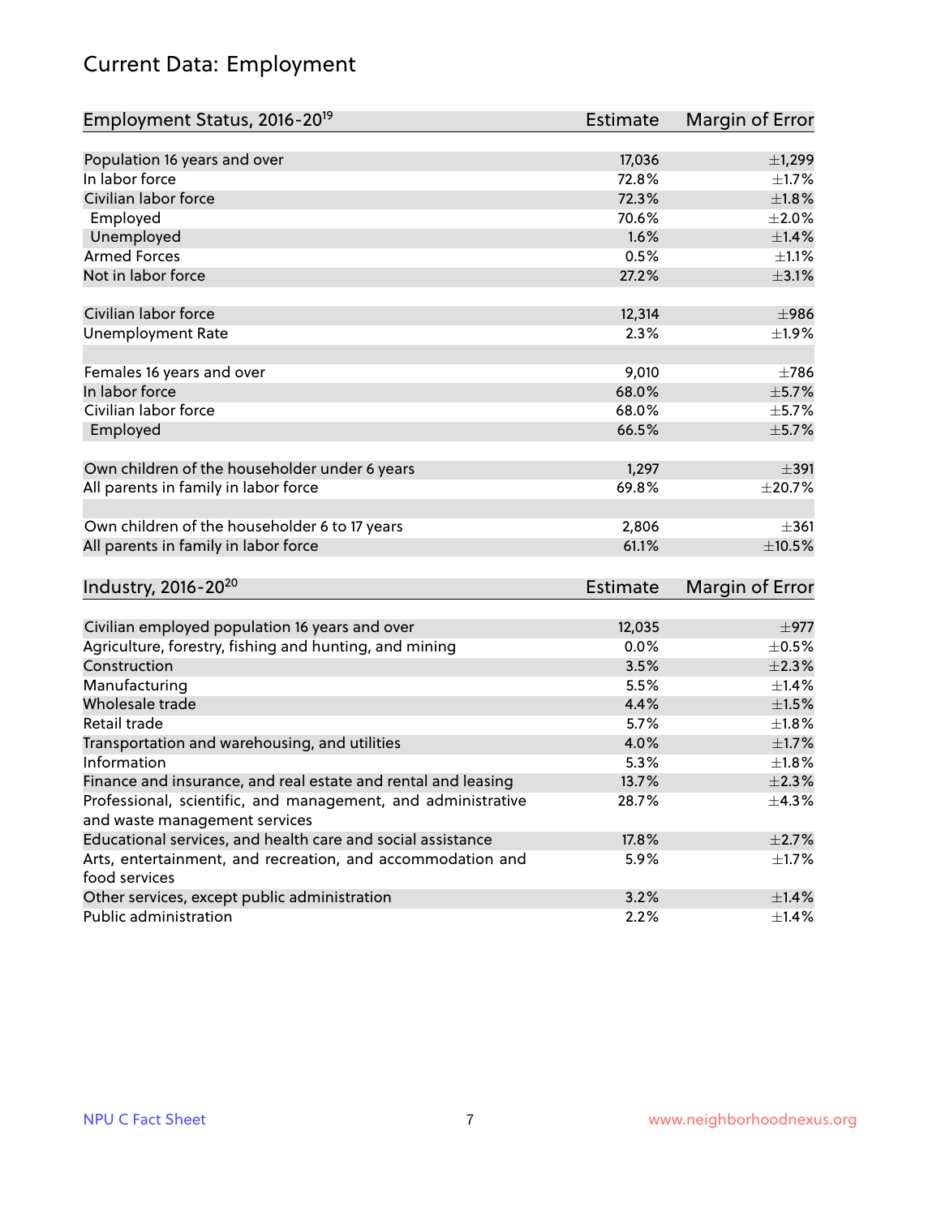# Current Data: Employment

| Employment Status, 2016-20[19] | Estimate | Margin of Error |
|---|---|---|
| Population 16 years and over | 17,036 | ±1,299 |
| In labor force | 72.8% | ±1.7% |
| Civilian labor force | 72.3% | ±1.8% |
| Employed | 70.6% | ±2.0% |
| Unemployed | 1.6% | ±1.4% |
| Armed Forces | 0.5% | ±1.1% |
| Not in labor force | 27.2% | ±3.1% |
| | | |
| Civilian labor force | 12,314 | ±986 |
| Unemployment Rate | 2.3% | ±1.9% |
| | | |
| Females 16 years and over | 9,010 | ±786 |
| In labor force | 68.0% | ±5.7% |
| Civilian labor force | 68.0% | ±5.7% |
| Employed | 66.5% | ±5.7% |
| | | |
| Own children of the householder under 6 years | 1,297 | ±391 |
| All parents in family in labor force | 69.8% | ±20.7% |
| | | |
| Own children of the householder 6 to 17 years | 2,806 | ±361 |
| All parents in family in labor force | 61.1% | ±10.5% |

| Industry, 2016-20[20] | Estimate | Margin of Error |
|---|---|---|
| Civilian employed population 16 years and over | 12,035 | ±977 |
| Agriculture, forestry, fishing and hunting, and mining | 0.0% | ±0.5% |
| Construction | 3.5% | ±2.3% |
| Manufacturing | 5.5% | ±1.4% |
| Wholesale trade | 4.4% | ±1.5% |
| Retail trade | 5.7% | ±1.8% |
| Transportation and warehousing, and utilities | 4.0% | ±1.7% |
| Information | 5.3% | ±1.8% |
| Finance and insurance, and real estate and rental and leasing | 13.7% | ±2.3% |
| Professional, scientific, and management, and administrative and waste management services | 28.7% | ±4.3% |
| Educational services, and health care and social assistance | 17.8% | ±2.7% |
| Arts, entertainment, and recreation, and accommodation and food services | 5.9% | ±1.7% |
| Other services, except public administration | 3.2% | ±1.4% |
| Public administration | 2.2% | ±1.4% |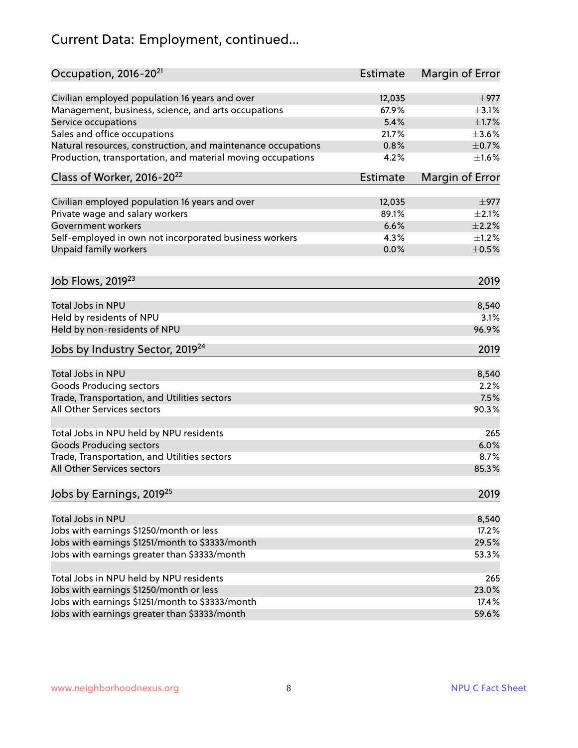# Current Data: Employment, continued...

| Occupation, 2016-20[21] | Estimate | Margin of Error |
|---|---|---|
| Civilian employed population 16 years and over | 12,035 | ±977 |
| Management, business, science, and arts occupations | 67.9% | ±3.1% |
| Service occupations | 5.4% | ±1.7% |
| Sales and office occupations | 21.7% | ±3.6% |
| Natural resources, construction, and maintenance occupations | 0.8% | ±0.7% |
| Production, transportation, and material moving occupations | 4.2% | ±1.6% |

| Class of Worker, 2016-20[22] | Estimate | Margin of Error |
|---|---|---|
| Civilian employed population 16 years and over | 12,035 | ±977 |
| Private wage and salary workers | 89.1% | ±2.1% |
| Government workers | 6.6% | ±2.2% |
| Self-employed in own not incorporated business workers | 4.3% | ±1.2% |
| Unpaid family workers | 0.0% | ±0.5% |

| Job Flows, 2019[23] | 2019 |
|---|---|
| Total Jobs in NPU | 8,540 |
| Held by residents of NPU | 3.1% |
| Held by non-residents of NPU | 96.9% |

| Jobs by Industry Sector, 2019[24] | 2019 |
|---|---|
| Total Jobs in NPU | 8,540 |
| Goods Producing sectors | 2.2% |
| Trade, Transportation, and Utilities sectors | 7.5% |
| All Other Services sectors | 90.3% |
| | |
| Total Jobs in NPU held by NPU residents | 265 |
| Goods Producing sectors | 6.0% |
| Trade, Transportation, and Utilities sectors | 8.7% |
| All Other Services sectors | 85.3% |

| Jobs by Earnings, 2019[25] | 2019 |
|---|---|
| Total Jobs in NPU | 8,540 |
| Jobs with earnings $1250/month or less | 17.2% |
| Jobs with earnings $1251/month to $3333/month | 29.5% |
| Jobs with earnings greater than $3333/month | 53.3% |
| | |
| Total Jobs in NPU held by NPU residents | 265 |
| Jobs with earnings $1250/month or less | 23.0% |
| Jobs with earnings $1251/month to $3333/month | 17.4% |
| Jobs with earnings greater than $3333/month | 59.6% |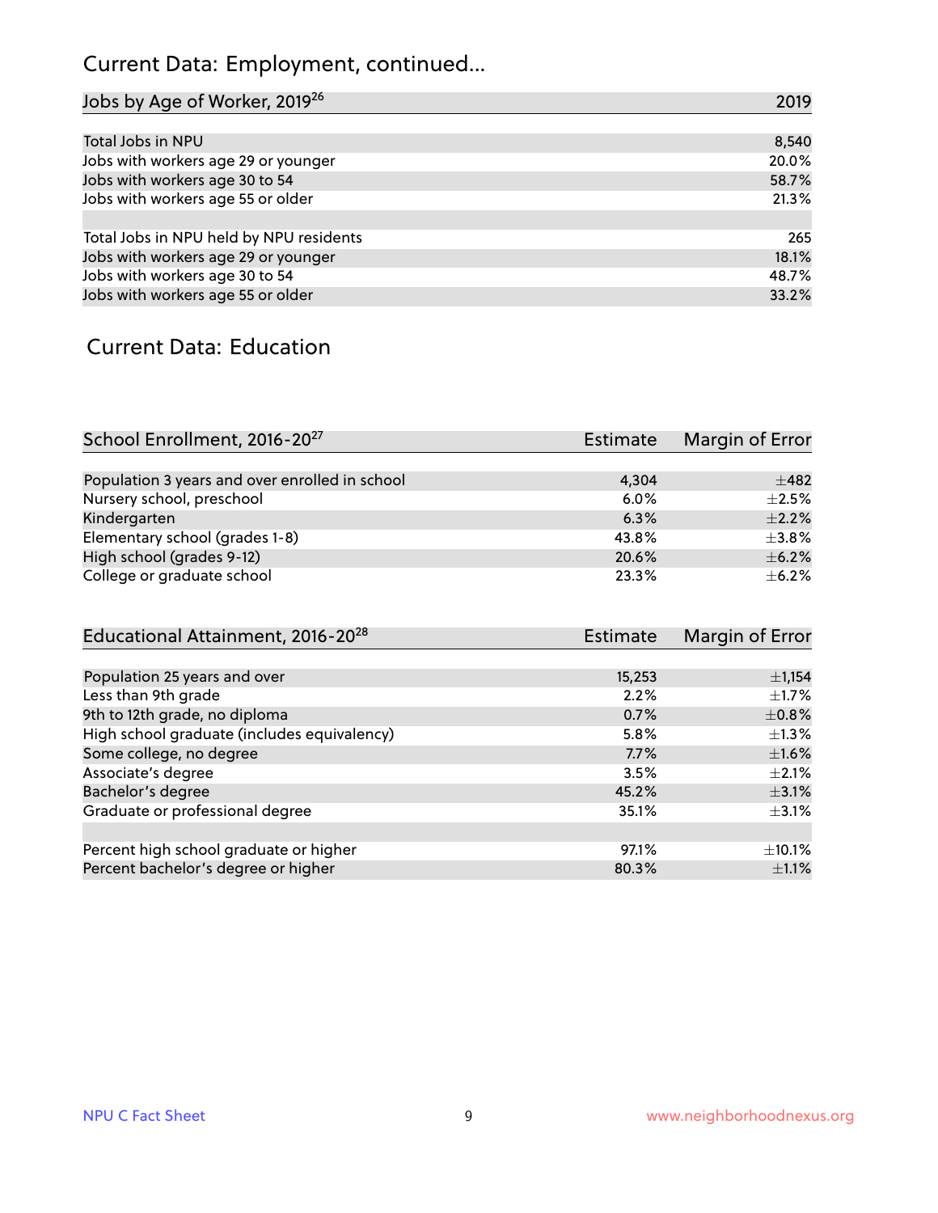# Current Data: Employment, continued...

| Jobs by Age of Worker, 2019[26] | 2019 |
|---|---|
| Total Jobs in NPU | 8,540 |
| Jobs with workers age 29 or younger | 20.0% |
| Jobs with workers age 30 to 54 | 58.7% |
| Jobs with workers age 55 or older | 21.3% |
| | |
| Total Jobs in NPU held by NPU residents | 265 |
| Jobs with workers age 29 or younger | 18.1% |
| Jobs with workers age 30 to 54 | 48.7% |
| Jobs with workers age 55 or older | 33.2% |

## Current Data: Education

| School Enrollment, 2016-20[27] | Estimate | Margin of Error |
|---|---|---|
| Population 3 years and over enrolled in school | 4,304 | ±482 |
| Nursery school, preschool | 6.0% | ±2.5% |
| Kindergarten | 6.3% | ±2.2% |
| Elementary school (grades 1-8) | 43.8% | ±3.8% |
| High school (grades 9-12) | 20.6% | ±6.2% |
| College or graduate school | 23.3% | ±6.2% |

| Educational Attainment, 2016-20[28] | Estimate | Margin of Error |
|---|---|---|
| Population 25 years and over | 15,253 | ±1,154 |
| Less than 9th grade | 2.2% | ±1.7% |
| 9th to 12th grade, no diploma | 0.7% | ±0.8% |
| High school graduate (includes equivalency) | 5.8% | ±1.3% |
| Some college, no degree | 7.7% | ±1.6% |
| Associate's degree | 3.5% | ±2.1% |
| Bachelor's degree | 45.2% | ±3.1% |
| Graduate or professional degree | 35.1% | ±3.1% |
| | | |
| Percent high school graduate or higher | 97.1% | ±10.1% |
| Percent bachelor's degree or higher | 80.3% | ±1.1% |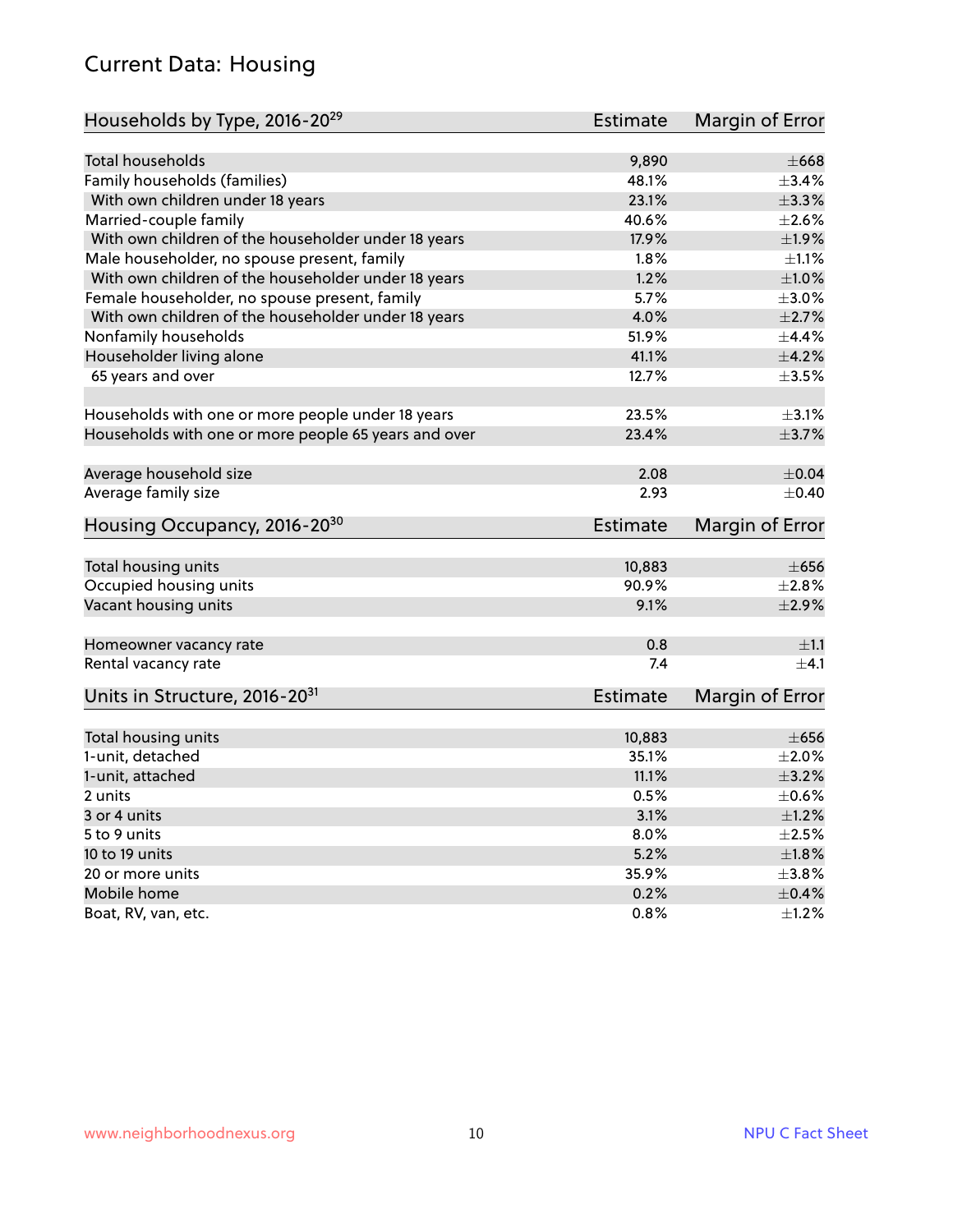# Current Data: Housing

| Households by Type, 2016-20[29] | Estimate | Margin of Error |
|---|---|---|
| Total households | 9,890 | ±668 |
| Family households (families) | 48.1% | ±3.4% |
| With own children under 18 years | 23.1% | ±3.3% |
| Married-couple family | 40.6% | ±2.6% |
| With own children of the householder under 18 years | 17.9% | ±1.9% |
| Male householder, no spouse present, family | 1.8% | ±1.1% |
| With own children of the householder under 18 years | 1.2% | ±1.0% |
| Female householder, no spouse present, family | 5.7% | ±3.0% |
| With own children of the householder under 18 years | 4.0% | ±2.7% |
| Nonfamily households | 51.9% | ±4.4% |
| Householder living alone | 41.1% | ±4.2% |
| 65 years and over | 12.7% | ±3.5% |
| Households with one or more people under 18 years | 23.5% | ±3.1% |
| Households with one or more people 65 years and over | 23.4% | ±3.7% |
| Average household size | 2.08 | ±0.04 |
| Average family size | 2.93 | ±0.40 |

| Housing Occupancy, 2016-20[30] | Estimate | Margin of Error |
|---|---|---|
| Total housing units | 10,883 | ±656 |
| Occupied housing units | 90.9% | ±2.8% |
| Vacant housing units | 9.1% | ±2.9% |
| Homeowner vacancy rate | 0.8 | ±1.1 |
| Rental vacancy rate | 7.4 | ±4.1 |

| Units in Structure, 2016-20[31] | Estimate | Margin of Error |
|---|---|---|
| Total housing units | 10,883 | ±656 |
| 1-unit, detached | 35.1% | ±2.0% |
| 1-unit, attached | 11.1% | ±3.2% |
| 2 units | 0.5% | ±0.6% |
| 3 or 4 units | 3.1% | ±1.2% |
| 5 to 9 units | 8.0% | ±2.5% |
| 10 to 19 units | 5.2% | ±1.8% |
| 20 or more units | 35.9% | ±3.8% |
| Mobile home | 0.2% | ±0.4% |
| Boat, RV, van, etc. | 0.8% | ±1.2% |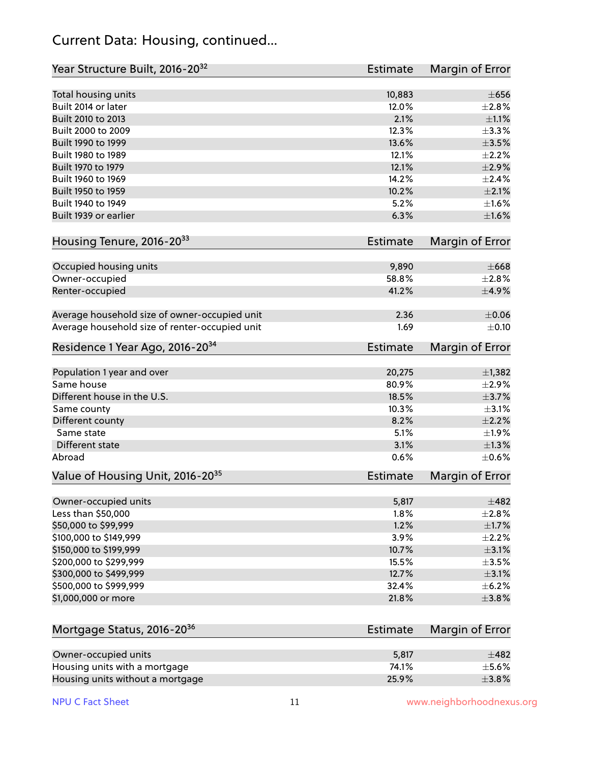# Current Data: Housing, continued...

| Year Structure Built, 2016-20[32] | Estimate | Margin of Error |
|---|---|---|
| Total housing units | 10,883 | ±656 |
| Built 2014 or later | 12.0% | ±2.8% |
| Built 2010 to 2013 | 2.1% | ±1.1% |
| Built 2000 to 2009 | 12.3% | ±3.3% |
| Built 1990 to 1999 | 13.6% | ±3.5% |
| Built 1980 to 1989 | 12.1% | ±2.2% |
| Built 1970 to 1979 | 12.1% | ±2.9% |
| Built 1960 to 1969 | 14.2% | ±2.4% |
| Built 1950 to 1959 | 10.2% | ±2.1% |
| Built 1940 to 1949 | 5.2% | ±1.6% |
| Built 1939 or earlier | 6.3% | ±1.6% |

| Housing Tenure, 2016-20[33] | Estimate | Margin of Error |
|---|---|---|
| Occupied housing units | 9,890 | ±668 |
| Owner-occupied | 58.8% | ±2.8% |
| Renter-occupied | 41.2% | ±4.9% |
| Average household size of owner-occupied unit | 2.36 | ±0.06 |
| Average household size of renter-occupied unit | 1.69 | ±0.10 |

| Residence 1 Year Ago, 2016-20[34] | Estimate | Margin of Error |
|---|---|---|
| Population 1 year and over | 20,275 | ±1,382 |
| Same house | 80.9% | ±2.9% |
| Different house in the U.S. | 18.5% | ±3.7% |
| Same county | 10.3% | ±3.1% |
| Different county | 8.2% | ±2.2% |
| Same state | 5.1% | ±1.9% |
| Different state | 3.1% | ±1.3% |
| Abroad | 0.6% | ±0.6% |

| Value of Housing Unit, 2016-20[35] | Estimate | Margin of Error |
|---|---|---|
| Owner-occupied units | 5,817 | ±482 |
| Less than $50,000 | 1.8% | ±2.8% |
| $50,000 to $99,999 | 1.2% | ±1.7% |
| $100,000 to $149,999 | 3.9% | ±2.2% |
| $150,000 to $199,999 | 10.7% | ±3.1% |
| $200,000 to $299,999 | 15.5% | ±3.5% |
| $300,000 to $499,999 | 12.7% | ±3.1% |
| $500,000 to $999,999 | 32.4% | ±6.2% |
| $1,000,000 or more | 21.8% | ±3.8% |

| Mortgage Status, 2016-20[36] | Estimate | Margin of Error |
|---|---|---|
| Owner-occupied units | 5,817 | ±482 |
| Housing units with a mortgage | 74.1% | ±5.6% |
| Housing units without a mortgage | 25.9% | ±3.8% |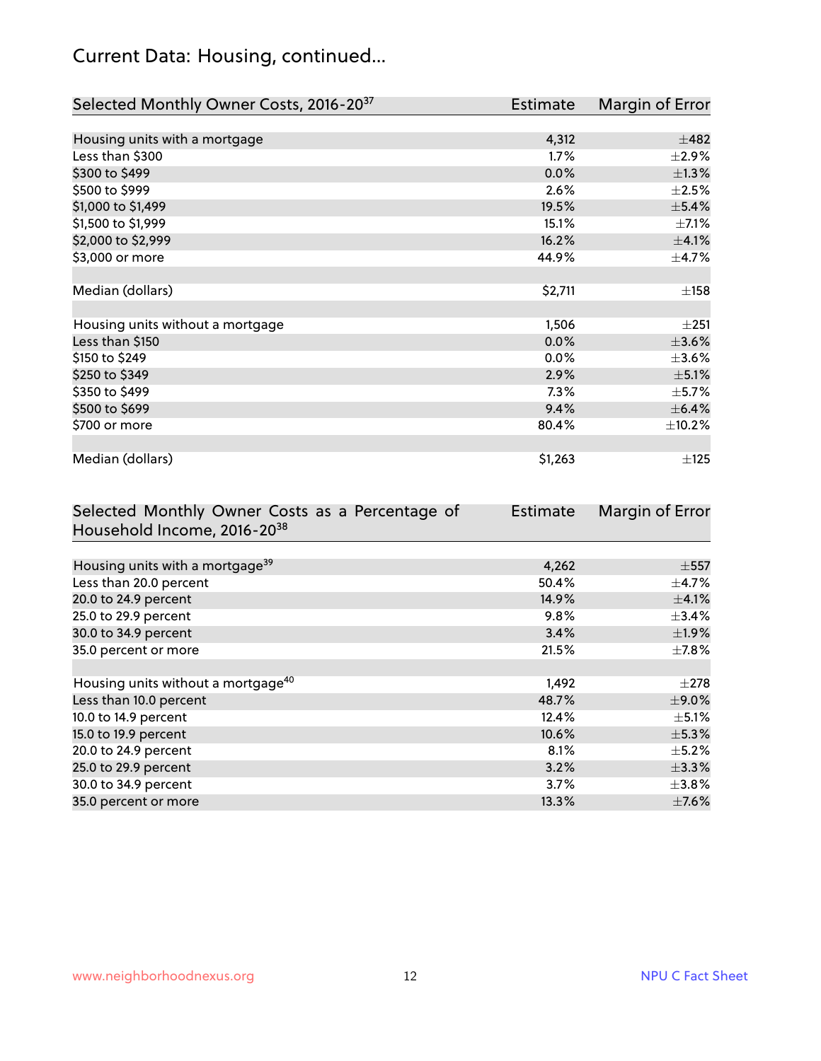# Current Data: Housing, continued...

| Selected Monthly Owner Costs, 2016-20[37] | Estimate | Margin of Error |
|---|---|---|
| Housing units with a mortgage | 4,312 | ±482 |
| Less than $300 | 1.7% | ±2.9% |
| $300 to $499 | 0.0% | ±1.3% |
| $500 to $999 | 2.6% | ±2.5% |
| $1,000 to $1,499 | 19.5% | ±5.4% |
| $1,500 to $1,999 | 15.1% | ±7.1% |
| $2,000 to $2,999 | 16.2% | ±4.1% |
| $3,000 or more | 44.9% | ±4.7% |
| | | |
| Median (dollars) | $2,711 | ±158 |
| | | |
| Housing units without a mortgage | 1,506 | ±251 |
| Less than $150 | 0.0% | ±3.6% |
| $150 to $249 | 0.0% | ±3.6% |
| $250 to $349 | 2.9% | ±5.1% |
| $350 to $499 | 7.3% | ±5.7% |
| $500 to $699 | 9.4% | ±6.4% |
| $700 or more | 80.4% | ±10.2% |
| | | |
| Median (dollars) | $1,263 | ±125 |

| Selected Monthly Owner Costs as a Percentage of Household Income, 2016-20[38] | Estimate | Margin of Error |
|---|---|---|
| Housing units with a mortgage[39] | 4,262 | ±557 |
| Less than 20.0 percent | 50.4% | ±4.7% |
| 20.0 to 24.9 percent | 14.9% | ±4.1% |
| 25.0 to 29.9 percent | 9.8% | ±3.4% |
| 30.0 to 34.9 percent | 3.4% | ±1.9% |
| 35.0 percent or more | 21.5% | ±7.8% |
| | | |
| Housing units without a mortgage[40] | 1,492 | ±278 |
| Less than 10.0 percent | 48.7% | ±9.0% |
| 10.0 to 14.9 percent | 12.4% | ±5.1% |
| 15.0 to 19.9 percent | 10.6% | ±5.3% |
| 20.0 to 24.9 percent | 8.1% | ±5.2% |
| 25.0 to 29.9 percent | 3.2% | ±3.3% |
| 30.0 to 34.9 percent | 3.7% | ±3.8% |
| 35.0 percent or more | 13.3% | ±7.6% |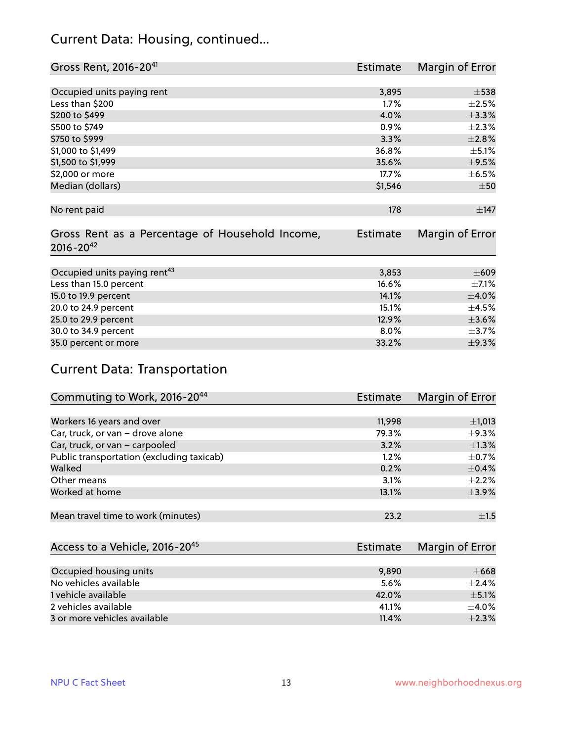## Current Data: Housing, continued...

| Gross Rent, 2016-20[41] | Estimate | Margin of Error |
|---|---|---|
| Occupied units paying rent | 3,895 | ±538 |
| Less than $200 | 1.7% | ±2.5% |
| $200 to $499 | 4.0% | ±3.3% |
| $500 to $749 | 0.9% | ±2.3% |
| $750 to $999 | 3.3% | ±2.8% |
| $1,000 to $1,499 | 36.8% | ±5.1% |
| $1,500 to $1,999 | 35.6% | ±9.5% |
| $2,000 or more | 17.7% | ±6.5% |
| Median (dollars) | $1,546 | ±50 |
| No rent paid | 178 | ±147 |

| Gross Rent as a Percentage of Household Income, 2016-20[42] | Estimate | Margin of Error |
|---|---|---|
| Occupied units paying rent[43] | 3,853 | ±609 |
| Less than 15.0 percent | 16.6% | ±7.1% |
| 15.0 to 19.9 percent | 14.1% | ±4.0% |
| 20.0 to 24.9 percent | 15.1% | ±4.5% |
| 25.0 to 29.9 percent | 12.9% | ±3.6% |
| 30.0 to 34.9 percent | 8.0% | ±3.7% |
| 35.0 percent or more | 33.2% | ±9.3% |

## Current Data: Transportation

| Commuting to Work, 2016-20[44] | Estimate | Margin of Error |
|---|---|---|
| Workers 16 years and over | 11,998 | ±1,013 |
| Car, truck, or van – drove alone | 79.3% | ±9.3% |
| Car, truck, or van – carpooled | 3.2% | ±1.3% |
| Public transportation (excluding taxicab) | 1.2% | ±0.7% |
| Walked | 0.2% | ±0.4% |
| Other means | 3.1% | ±2.2% |
| Worked at home | 13.1% | ±3.9% |
| Mean travel time to work (minutes) | 23.2 | ±1.5 |

| Access to a Vehicle, 2016-20[45] | Estimate | Margin of Error |
|---|---|---|
| Occupied housing units | 9,890 | ±668 |
| No vehicles available | 5.6% | ±2.4% |
| 1 vehicle available | 42.0% | ±5.1% |
| 2 vehicles available | 41.1% | ±4.0% |
| 3 or more vehicles available | 11.4% | ±2.3% |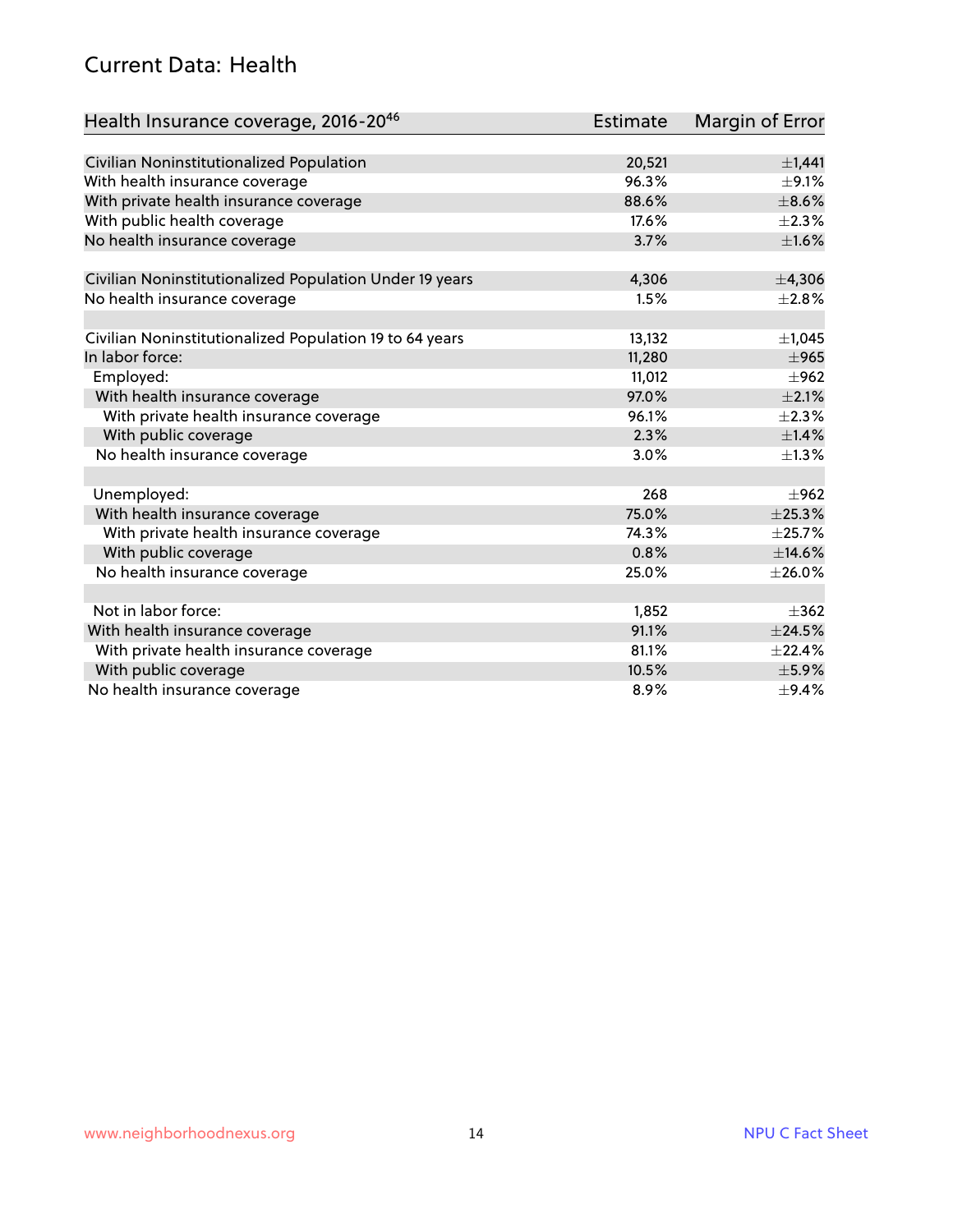## Current Data: Health

| Health Insurance coverage, 2016-20[46] | Estimate | Margin of Error |
|---|---|---|
| Civilian Noninstitutionalized Population | 20,521 | ±1,441 |
| With health insurance coverage | 96.3% | ±9.1% |
| With private health insurance coverage | 88.6% | ±8.6% |
| With public health coverage | 17.6% | ±2.3% |
| No health insurance coverage | 3.7% | ±1.6% |
| | | |
| Civilian Noninstitutionalized Population Under 19 years | 4,306 | ±4,306 |
| No health insurance coverage | 1.5% | ±2.8% |
| | | |
| Civilian Noninstitutionalized Population 19 to 64 years | 13,132 | ±1,045 |
| In labor force: | 11,280 | ±965 |
| Employed: | 11,012 | ±962 |
| With health insurance coverage | 97.0% | ±2.1% |
| With private health insurance coverage | 96.1% | ±2.3% |
| With public coverage | 2.3% | ±1.4% |
| No health insurance coverage | 3.0% | ±1.3% |
| | | |
| Unemployed: | 268 | ±962 |
| With health insurance coverage | 75.0% | ±25.3% |
| With private health insurance coverage | 74.3% | ±25.7% |
| With public coverage | 0.8% | ±14.6% |
| No health insurance coverage | 25.0% | ±26.0% |
| | | |
| Not in labor force: | 1,852 | ±362 |
| With health insurance coverage | 91.1% | ±24.5% |
| With private health insurance coverage | 81.1% | ±22.4% |
| With public coverage | 10.5% | ±5.9% |
| No health insurance coverage | 8.9% | ±9.4% |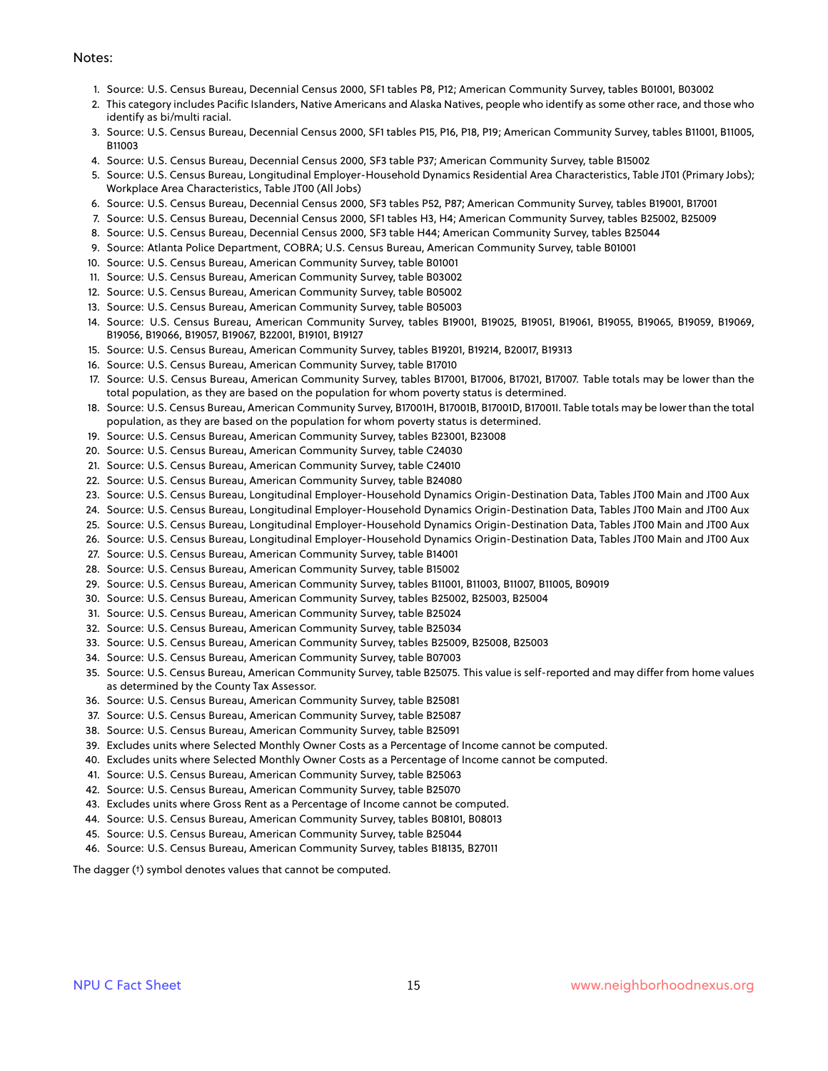Notes:

1. Source: U.S. Census Bureau, Decennial Census 2000, SF1 tables P8, P12; American Community Survey, tables B01001, B03002
2. This category includes Pacific Islanders, Native Americans and Alaska Natives, people who identify as some other race, and those who identify as bi/multi racial.
3. Source: U.S. Census Bureau, Decennial Census 2000, SF1 tables P15, P16, P18, P19; American Community Survey, tables B11001, B11005, B11003
4. Source: U.S. Census Bureau, Decennial Census 2000, SF3 table P37; American Community Survey, table B15002
5. Source: U.S. Census Bureau, Longitudinal Employer-Household Dynamics Residential Area Characteristics, Table JT01 (Primary Jobs); Workplace Area Characteristics, Table JT00 (All Jobs)
6. Source: U.S. Census Bureau, Decennial Census 2000, SF3 tables P52, P87; American Community Survey, tables B19001, B17001
7. Source: U.S. Census Bureau, Decennial Census 2000, SF1 tables H3, H4; American Community Survey, tables B25002, B25009
8. Source: U.S. Census Bureau, Decennial Census 2000, SF3 table H44; American Community Survey, tables B25044
9. Source: Atlanta Police Department, COBRA; U.S. Census Bureau, American Community Survey, table B01001
10. Source: U.S. Census Bureau, American Community Survey, table B01001
11. Source: U.S. Census Bureau, American Community Survey, table B03002
12. Source: U.S. Census Bureau, American Community Survey, table B05002
13. Source: U.S. Census Bureau, American Community Survey, table B05003
14. Source: U.S. Census Bureau, American Community Survey, tables B19001, B19025, B19051, B19061, B19055, B19065, B19059, B19069, B19056, B19066, B19057, B19067, B22001, B19101, B19127
15. Source: U.S. Census Bureau, American Community Survey, tables B19201, B19214, B20017, B19313
16. Source: U.S. Census Bureau, American Community Survey, table B17010
17. Source: U.S. Census Bureau, American Community Survey, tables B17001, B17006, B17021, B17007. Table totals may be lower than the total population, as they are based on the population for whom poverty status is determined.
18. Source: U.S. Census Bureau, American Community Survey, B17001H, B17001B, B17001D, B17001I. Table totals may be lower than the total population, as they are based on the population for whom poverty status is determined.
19. Source: U.S. Census Bureau, American Community Survey, tables B23001, B23008
20. Source: U.S. Census Bureau, American Community Survey, table C24030
21. Source: U.S. Census Bureau, American Community Survey, table C24010
22. Source: U.S. Census Bureau, American Community Survey, table B24080
23. Source: U.S. Census Bureau, Longitudinal Employer-Household Dynamics Origin-Destination Data, Tables JT00 Main and JT00 Aux
24. Source: U.S. Census Bureau, Longitudinal Employer-Household Dynamics Origin-Destination Data, Tables JT00 Main and JT00 Aux
25. Source: U.S. Census Bureau, Longitudinal Employer-Household Dynamics Origin-Destination Data, Tables JT00 Main and JT00 Aux
26. Source: U.S. Census Bureau, Longitudinal Employer-Household Dynamics Origin-Destination Data, Tables JT00 Main and JT00 Aux
27. Source: U.S. Census Bureau, American Community Survey, table B14001
28. Source: U.S. Census Bureau, American Community Survey, table B15002
29. Source: U.S. Census Bureau, American Community Survey, tables B11001, B11003, B11007, B11005, B09019
30. Source: U.S. Census Bureau, American Community Survey, tables B25002, B25003, B25004
31. Source: U.S. Census Bureau, American Community Survey, table B25024
32. Source: U.S. Census Bureau, American Community Survey, table B25034
33. Source: U.S. Census Bureau, American Community Survey, tables B25009, B25008, B25003
34. Source: U.S. Census Bureau, American Community Survey, table B07003
35. Source: U.S. Census Bureau, American Community Survey, table B25075. This value is self-reported and may differ from home values as determined by the County Tax Assessor.
36. Source: U.S. Census Bureau, American Community Survey, table B25081
37. Source: U.S. Census Bureau, American Community Survey, table B25087
38. Source: U.S. Census Bureau, American Community Survey, table B25091
39. Excludes units where Selected Monthly Owner Costs as a Percentage of Income cannot be computed.
40. Excludes units where Selected Monthly Owner Costs as a Percentage of Income cannot be computed.
41. Source: U.S. Census Bureau, American Community Survey, table B25063
42. Source: U.S. Census Bureau, American Community Survey, table B25070
43. Excludes units where Gross Rent as a Percentage of Income cannot be computed.
44. Source: U.S. Census Bureau, American Community Survey, tables B08101, B08013
45. Source: U.S. Census Bureau, American Community Survey, table B25044
46. Source: U.S. Census Bureau, American Community Survey, tables B18135, B27011

The dagger (†) symbol denotes values that cannot be computed.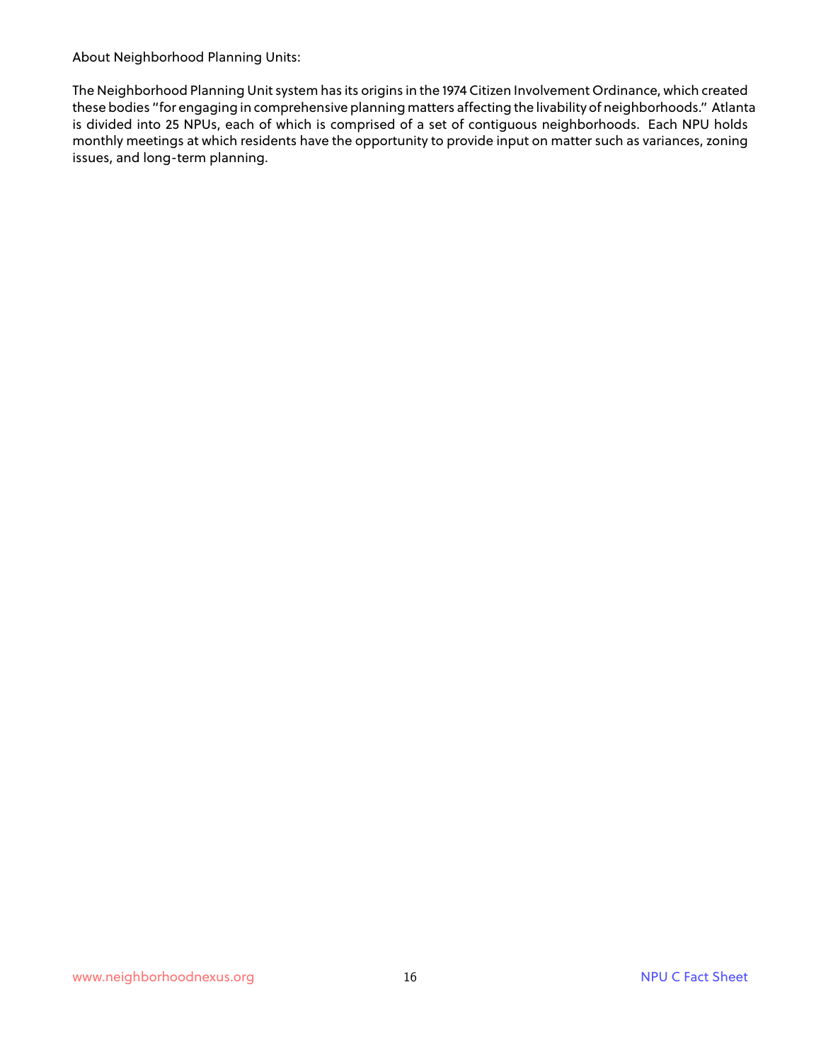About Neighborhood Planning Units:

The Neighborhood Planning Unit system has its origins in the 1974 Citizen Involvement Ordinance, which created these bodies "for engaging in comprehensive planning matters affecting the livability of neighborhoods." Atlanta is divided into 25 NPUs, each of which is comprised of a set of contiguous neighborhoods. Each NPU holds monthly meetings at which residents have the opportunity to provide input on matter such as variances, zoning issues, and long-term planning.